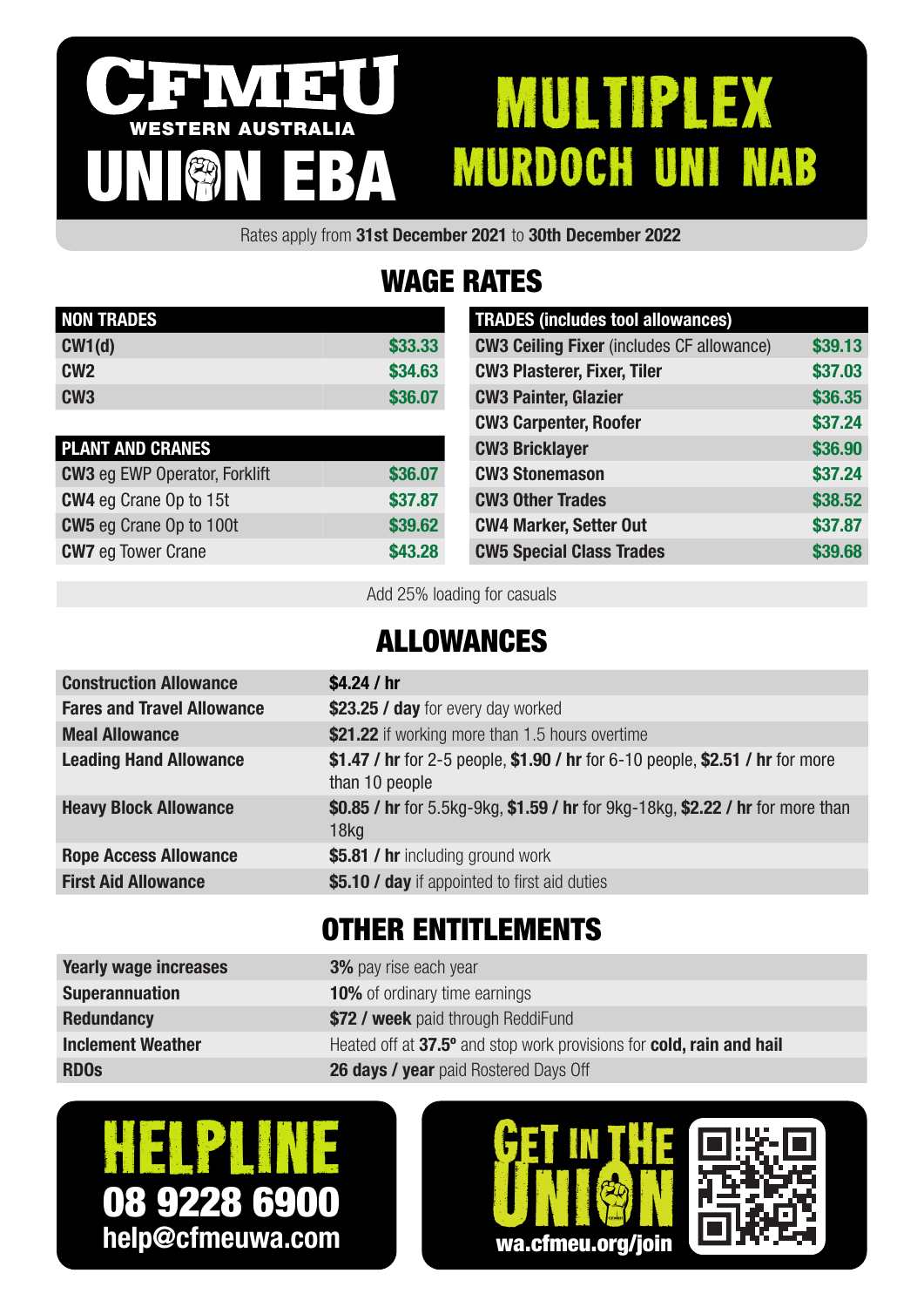# CFMEU WESTERN AUSTRALIA UNION EBA

# MULTIPLEX MURDOCH UNI NAB

Rates apply from **31st December 2021** to **30th December 2022**

## WAGE RATES

| NON TRADES | |
|---|---|
| **CW1(d)** | $33.33 |
| **CW2** | $34.63 |
| **CW3** | $36.07 |

| PLANT AND CRANES | |
|---|---|
| **CW3** eg EWP Operator, Forklift | $36.07 |
| **CW4** eg Crane Op to 15t | $37.87 |
| **CW5** eg Crane Op to 100t | $39.62 |
| **CW7** eg Tower Crane | $43.28 |

| TRADES (includes tool allowances) | |
|---|---|
| **CW3 Ceiling Fixer** (includes CF allowance) | $39.13 |
| **CW3 Plasterer, Fixer, Tiler** | $37.03 |
| **CW3 Painter, Glazier** | $36.35 |
| **CW3 Carpenter, Roofer** | $37.24 |
| **CW3 Bricklayer** | $36.90 |
| **CW3 Stonemason** | $37.24 |
| **CW3 Other Trades** | $38.52 |
| **CW4 Marker, Setter Out** | $37.87 |
| **CW5 Special Class Trades** | $39.68 |

Add 25% loading for casuals

## ALLOWANCES

| | |
|---|---|
| **Construction Allowance** | **$4.24 / hr** |
| **Fares and Travel Allowance** | **$23.25 / day** for every day worked |
| **Meal Allowance** | **$21.22** if working more than 1.5 hours overtime |
| **Leading Hand Allowance** | **$1.47 / hr** for 2-5 people, **$1.90 / hr** for 6-10 people, **$2.51 / hr** for more than 10 people |
| **Heavy Block Allowance** | **$0.85 / hr** for 5.5kg-9kg, **$1.59 / hr** for 9kg-18kg, **$2.22 / hr** for more than 18kg |
| **Rope Access Allowance** | **$5.81 / hr** including ground work |
| **First Aid Allowance** | **$5.10 / day** if appointed to first aid duties |

## OTHER ENTITLEMENTS

| | |
|---|---|
| **Yearly wage increases** | **3%** pay rise each year |
| **Superannuation** | **10%** of ordinary time earnings |
| **Redundancy** | **$72 / week** paid through ReddiFund |
| **Inclement Weather** | Heated off at **37.5º** and stop work provisions for **cold, rain and hail** |
| **RDOs** | **26 days / year** paid Rostered Days Off |

**HELPLINE**
**08 9228 6900**
**help@cfmeuwa.com**

**GET IN THE UNION**
**wa.cfmeu.org/join**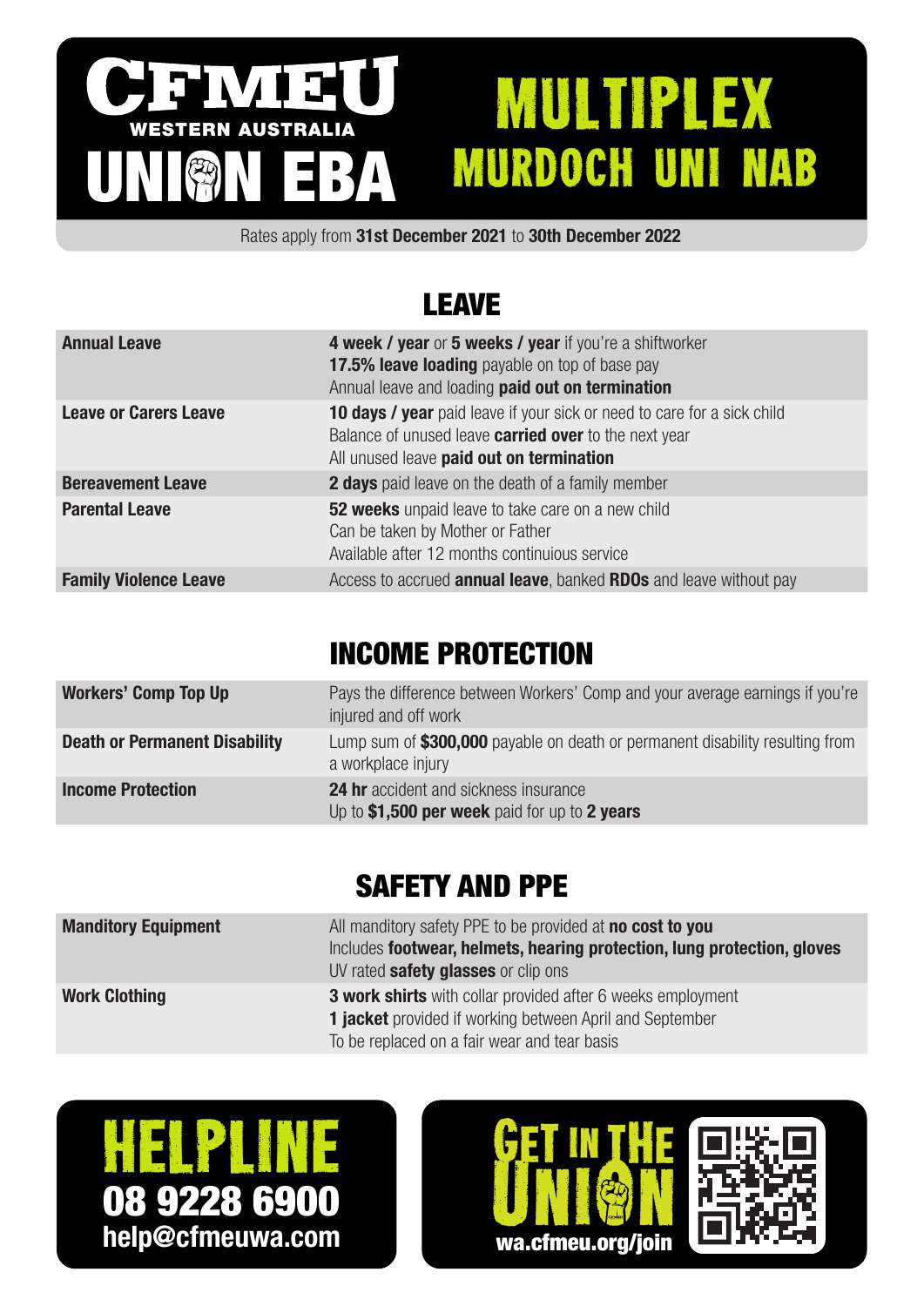# CFMEU WESTERN AUSTRALIA UNION EBA

# MULTIPLEX MURDOCH UNI NAB

Rates apply from **31st December 2021** to **30th December 2022**

## LEAVE

| | |
|---|---|
| **Annual Leave** | **4 week / year** or **5 weeks / year** if you're a shiftworker<br>**17.5% leave loading** payable on top of base pay<br>Annual leave and loading **paid out on termination** |
| **Leave or Carers Leave** | **10 days / year** paid leave if your sick or need to care for a sick child<br>Balance of unused leave **carried over** to the next year<br>All unused leave **paid out on termination** |
| **Bereavement Leave** | **2 days** paid leave on the death of a family member |
| **Parental Leave** | **52 weeks** unpaid leave to take care on a new child<br>Can be taken by Mother or Father<br>Available after 12 months continuious service |
| **Family Violence Leave** | Access to accrued **annual leave**, banked **RDOs** and leave without pay |

## INCOME PROTECTION

| | |
|---|---|
| **Workers' Comp Top Up** | Pays the difference between Workers' Comp and your average earnings if you're injured and off work |
| **Death or Permanent Disability** | Lump sum of **$300,000** payable on death or permanent disability resulting from a workplace injury |
| **Income Protection** | **24 hr** accident and sickness insurance<br>Up to **$1,500 per week** paid for up to **2 years** |

## SAFETY AND PPE

| | |
|---|---|
| **Manditory Equipment** | All manditory safety PPE to be provided at **no cost to you**<br>Includes **footwear, helmets, hearing protection, lung protection, gloves**<br>UV rated **safety glasses** or clip ons |
| **Work Clothing** | **3 work shirts** with collar provided after 6 weeks employment<br>**1 jacket** provided if working between April and September<br>To be replaced on a fair wear and tear basis |

**HELPLINE**
**08 9228 6900**
**help@cfmeuwa.com**

**GET IN THE UNION**
**wa.cfmeu.org/join**